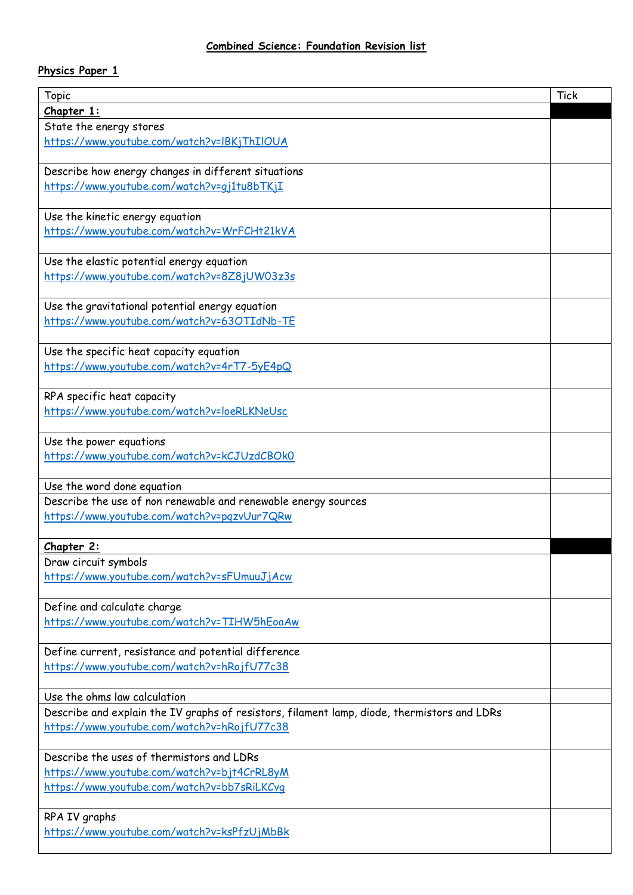# Combined Science: Foundation Revision list

## Physics Paper 1

| Topic | Tick |
|---|---|
| **Chapter 1:** | |
| State the energy stores<br>https://www.youtube.com/watch?v=lBKjThIlOUA | |
| Describe how energy changes in different situations<br>https://www.youtube.com/watch?v=gj1tu8bTKjI | |
| Use the kinetic energy equation<br>https://www.youtube.com/watch?v=WrFCHt21kVA | |
| Use the elastic potential energy equation<br>https://www.youtube.com/watch?v=8Z8jUW03z3s | |
| Use the gravitational potential energy equation<br>https://www.youtube.com/watch?v=63OTIdNb-TE | |
| Use the specific heat capacity equation<br>https://www.youtube.com/watch?v=4rT7-5yE4pQ | |
| RPA specific heat capacity<br>https://www.youtube.com/watch?v=loeRLKNeUsc | |
| Use the power equations<br>https://www.youtube.com/watch?v=kCJUzdCBOk0 | |
| Use the word done equation | |
| Describe the use of non renewable and renewable energy sources<br>https://www.youtube.com/watch?v=pqzvUur7QRw | |
| **Chapter 2:** | |
| Draw circuit symbols<br>https://www.youtube.com/watch?v=sFUmuuJjAcw | |
| Define and calculate charge<br>https://www.youtube.com/watch?v=TIHW5hEoaAw | |
| Define current, resistance and potential difference<br>https://www.youtube.com/watch?v=hRojfU77c38 | |
| Use the ohms law calculation | |
| Describe and explain the IV graphs of resistors, filament lamp, diode, thermistors and LDRs<br>https://www.youtube.com/watch?v=hRojfU77c38 | |
| Describe the uses of thermistors and LDRs<br>https://www.youtube.com/watch?v=bjt4CrRL8yM<br>https://www.youtube.com/watch?v=bb7sRiLKCvg | |
| RPA IV graphs<br>https://www.youtube.com/watch?v=ksPfzUjMbBk | |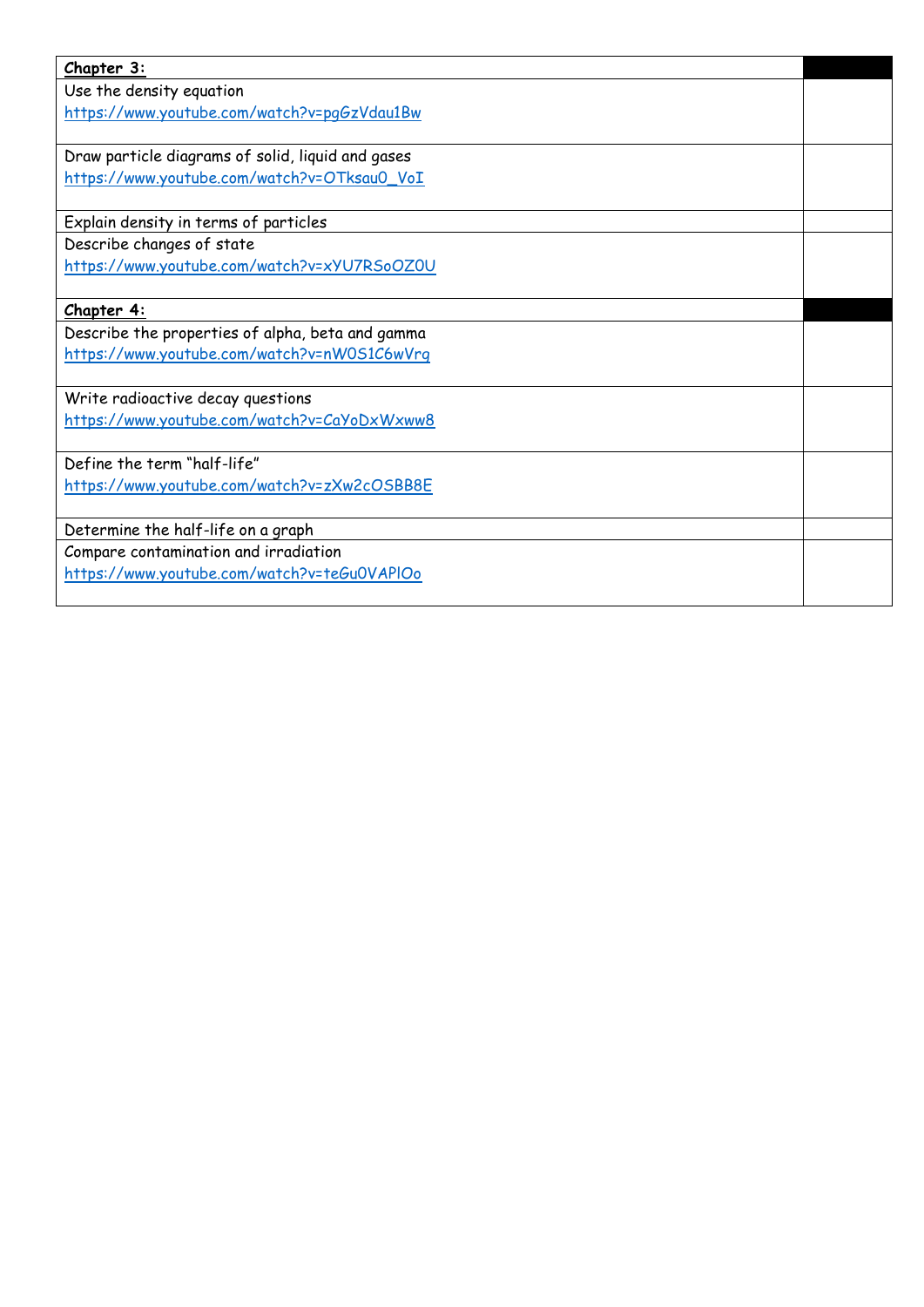| **Chapter 3:** | |
|---|---|
| Use the density equation<br>https://www.youtube.com/watch?v=pgGzVdau1Bw | |
| Draw particle diagrams of solid, liquid and gases<br>https://www.youtube.com/watch?v=OTksau0_VoI | |
| Explain density in terms of particles | |
| Describe changes of state<br>https://www.youtube.com/watch?v=xYU7RSoOZ0U | |
| **Chapter 4:** | |
| Describe the properties of alpha, beta and gamma<br>https://www.youtube.com/watch?v=nW0S1C6wVrg | |
| Write radioactive decay questions<br>https://www.youtube.com/watch?v=CaYoDxWxww8 | |
| Define the term "half-life"<br>https://www.youtube.com/watch?v=zXw2cOSBB8E | |
| Determine the half-life on a graph | |
| Compare contamination and irradiation<br>https://www.youtube.com/watch?v=teGu0VAPlOo | |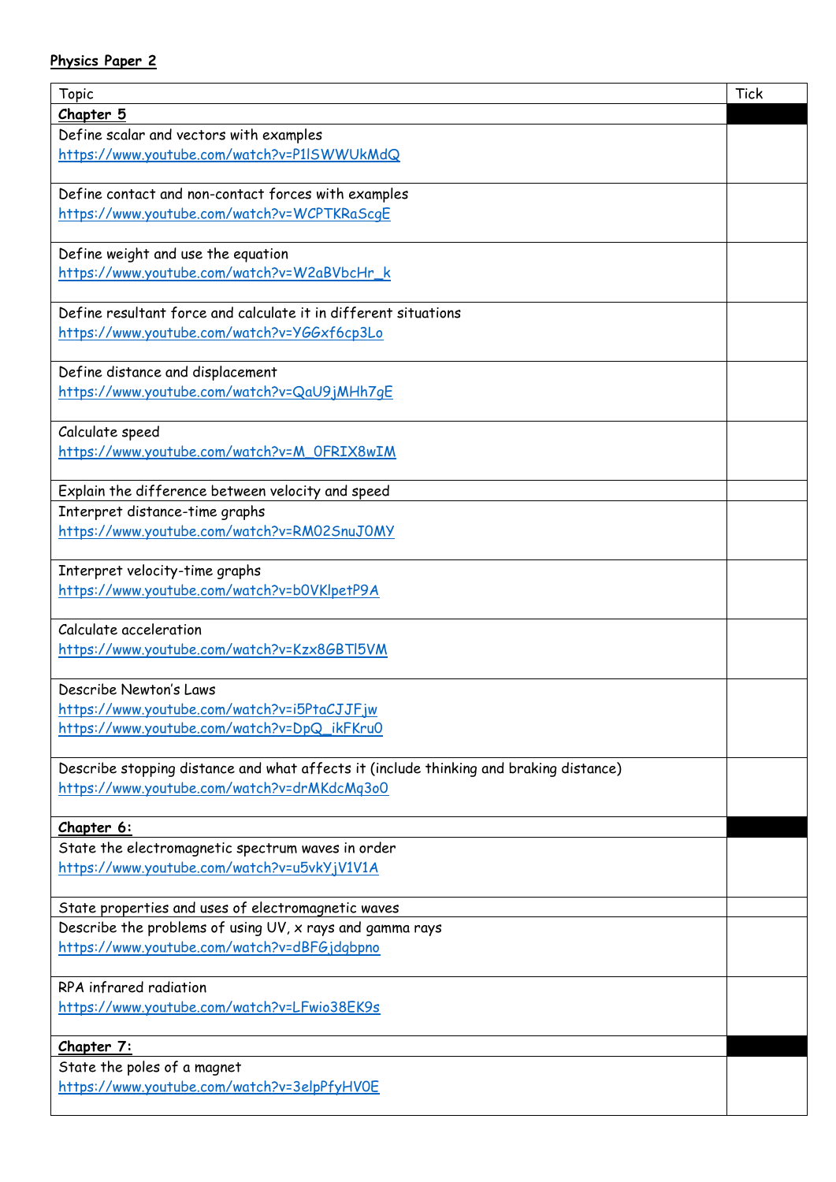**Physics Paper 2**

| Topic | Tick |
|---|---|
| **Chapter 5** | |
| Define scalar and vectors with examples https://www.youtube.com/watch?v=P1lSWWUkMdQ | |
| Define contact and non-contact forces with examples https://www.youtube.com/watch?v=WCPTKRaScgE | |
| Define weight and use the equation https://www.youtube.com/watch?v=W2aBVbcHr_k | |
| Define resultant force and calculate it in different situations https://www.youtube.com/watch?v=YGGxf6cp3Lo | |
| Define distance and displacement https://www.youtube.com/watch?v=QaU9jMHh7gE | |
| Calculate speed https://www.youtube.com/watch?v=M_0FRIX8wIM | |
| Explain the difference between velocity and speed | |
| Interpret distance-time graphs https://www.youtube.com/watch?v=RM02SnuJ0MY | |
| Interpret velocity-time graphs https://www.youtube.com/watch?v=b0VKlpetP9A | |
| Calculate acceleration https://www.youtube.com/watch?v=Kzx8GBTl5VM | |
| Describe Newton's Laws https://www.youtube.com/watch?v=i5PtaCJJFjw https://www.youtube.com/watch?v=DpQ_ikFKru0 | |
| Describe stopping distance and what affects it (include thinking and braking distance) https://www.youtube.com/watch?v=drMKdcMq3o0 | |
| **Chapter 6:** | |
| State the electromagnetic spectrum waves in order https://www.youtube.com/watch?v=u5vkYjV1V1A | |
| State properties and uses of electromagnetic waves | |
| Describe the problems of using UV, x rays and gamma rays https://www.youtube.com/watch?v=dBFGjdqbpno | |
| RPA infrared radiation https://www.youtube.com/watch?v=LFwio38EK9s | |
| **Chapter 7:** | |
| State the poles of a magnet https://www.youtube.com/watch?v=3elpPfyHV0E | |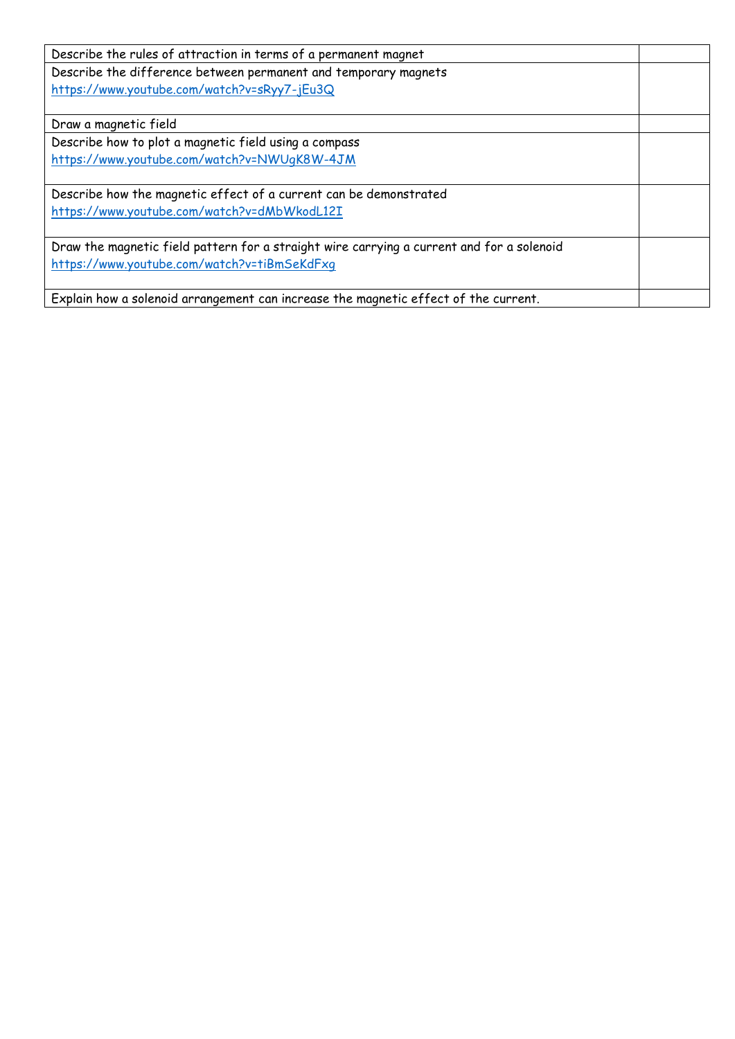| | |
|---|---|
| Describe the rules of attraction in terms of a permanent magnet | |
| Describe the difference between permanent and temporary magnets<br>https://www.youtube.com/watch?v=sRyy7-jEu3Q | |
| Draw a magnetic field | |
| Describe how to plot a magnetic field using a compass<br>https://www.youtube.com/watch?v=NWUgK8W-4JM | |
| Describe how the magnetic effect of a current can be demonstrated<br>https://www.youtube.com/watch?v=dMbWkodL12I | |
| Draw the magnetic field pattern for a straight wire carrying a current and for a solenoid<br>https://www.youtube.com/watch?v=tiBmSeKdFxg | |
| Explain how a solenoid arrangement can increase the magnetic effect of the current. | |